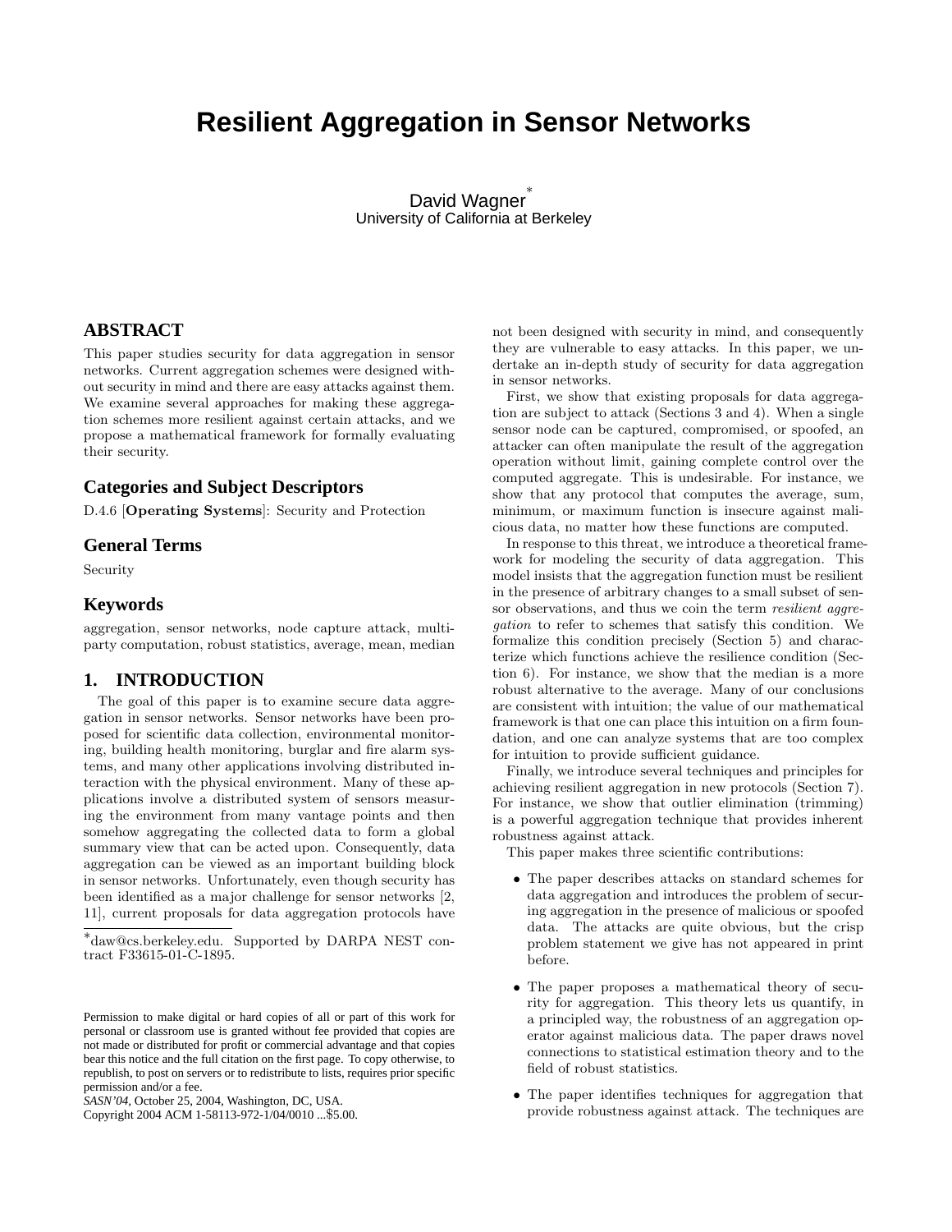# Resilient Aggregation in Sensor Networks

David Wagner[*]
University of California at Berkeley

## ABSTRACT

This paper studies security for data aggregation in sensor networks. Current aggregation schemes were designed without security in mind and there are easy attacks against them. We examine several approaches for making these aggregation schemes more resilient against certain attacks, and we propose a mathematical framework for formally evaluating their security.

### Categories and Subject Descriptors

D.4.6 [**Operating Systems**]: Security and Protection

### General Terms

Security

### Keywords

aggregation, sensor networks, node capture attack, multiparty computation, robust statistics, average, mean, median

## 1. INTRODUCTION

The goal of this paper is to examine secure data aggregation in sensor networks. Sensor networks have been proposed for scientific data collection, environmental monitoring, building health monitoring, burglar and fire alarm systems, and many other applications involving distributed interaction with the physical environment. Many of these applications involve a distributed system of sensors measuring the environment from many vantage points and then somehow aggregating the collected data to form a global summary view that can be acted upon. Consequently, data aggregation can be viewed as an important building block in sensor networks. Unfortunately, even though security has been identified as a major challenge for sensor networks [2, 11], current proposals for data aggregation protocols have not been designed with security in mind, and consequently they are vulnerable to easy attacks. In this paper, we undertake an in-depth study of security for data aggregation in sensor networks.

First, we show that existing proposals for data aggregation are subject to attack (Sections 3 and 4). When a single sensor node can be captured, compromised, or spoofed, an attacker can often manipulate the result of the aggregation operation without limit, gaining complete control over the computed aggregate. This is undesirable. For instance, we show that any protocol that computes the average, sum, minimum, or maximum function is insecure against malicious data, no matter how these functions are computed.

In response to this threat, we introduce a theoretical framework for modeling the security of data aggregation. This model insists that the aggregation function must be resilient in the presence of arbitrary changes to a small subset of sensor observations, and thus we coin the term *resilient aggregation* to refer to schemes that satisfy this condition. We formalize this condition precisely (Section 5) and characterize which functions achieve the resilience condition (Section 6). For instance, we show that the median is a more robust alternative to the average. Many of our conclusions are consistent with intuition; the value of our mathematical framework is that one can place this intuition on a firm foundation, and one can analyze systems that are too complex for intuition to provide sufficient guidance.

Finally, we introduce several techniques and principles for achieving resilient aggregation in new protocols (Section 7). For instance, we show that outlier elimination (trimming) is a powerful aggregation technique that provides inherent robustness against attack.

This paper makes three scientific contributions:

- The paper describes attacks on standard schemes for data aggregation and introduces the problem of securing aggregation in the presence of malicious or spoofed data. The attacks are quite obvious, but the crisp problem statement we give has not appeared in print before.
- The paper proposes a mathematical theory of security for aggregation. This theory lets us quantify, in a principled way, the robustness of an aggregation operator against malicious data. The paper draws novel connections to statistical estimation theory and to the field of robust statistics.
- The paper identifies techniques for aggregation that provide robustness against attack. The techniques are

[*]daw@cs.berkeley.edu. Supported by DARPA NEST contract F33615-01-C-1895.

Permission to make digital or hard copies of all or part of this work for personal or classroom use is granted without fee provided that copies are not made or distributed for profit or commercial advantage and that copies bear this notice and the full citation on the first page. To copy otherwise, to republish, to post on servers or to redistribute to lists, requires prior specific permission and/or a fee.
*SASN'04*, October 25, 2004, Washington, DC, USA.
Copyright 2004 ACM 1-58113-972-1/04/0010 ...$5.00.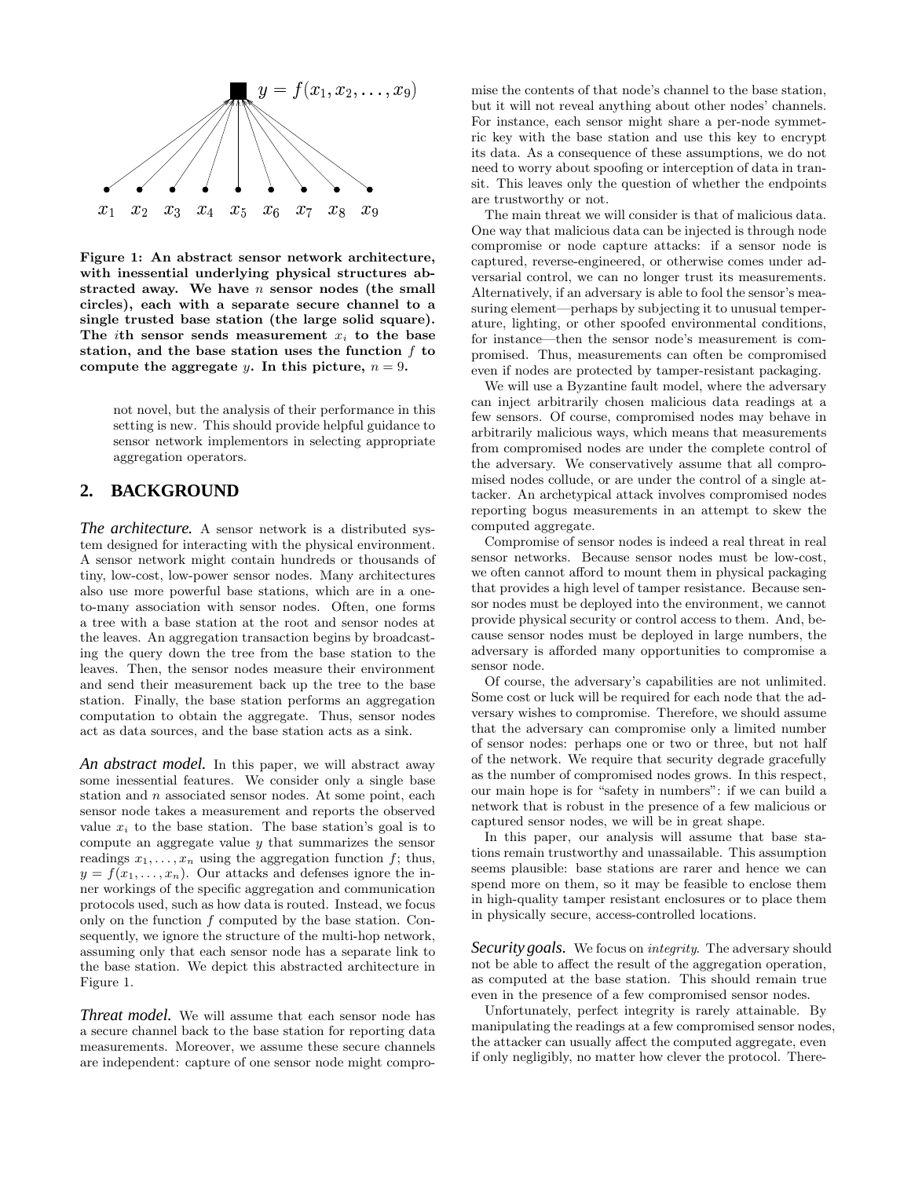$y = f(x_1, x_2, \ldots, x_9)$

$x_1$ $x_2$ $x_3$ $x_4$ $x_5$ $x_6$ $x_7$ $x_8$ $x_9$

**Figure 1: An abstract sensor network architecture, with inessential underlying physical structures abstracted away. We have $n$ sensor nodes (the small circles), each with a separate secure channel to a single trusted base station (the large solid square). The $i$th sensor sends measurement $x_i$ to the base station, and the base station uses the function $f$ to compute the aggregate $y$. In this picture, $n = 9$.**

not novel, but the analysis of their performance in this setting is new. This should provide helpful guidance to sensor network implementors in selecting appropriate aggregation operators.

## 2. BACKGROUND

***The architecture.*** A sensor network is a distributed system designed for interacting with the physical environment. A sensor network might contain hundreds or thousands of tiny, low-cost, low-power sensor nodes. Many architectures also use more powerful base stations, which are in a one-to-many association with sensor nodes. Often, one forms a tree with a base station at the root and sensor nodes at the leaves. An aggregation transaction begins by broadcasting the query down the tree from the base station to the leaves. Then, the sensor nodes measure their environment and send their measurement back up the tree to the base station. Finally, the base station performs an aggregation computation to obtain the aggregate. Thus, sensor nodes act as data sources, and the base station acts as a sink.

***An abstract model.*** In this paper, we will abstract away some inessential features. We consider only a single base station and $n$ associated sensor nodes. At some point, each sensor node takes a measurement and reports the observed value $x_i$ to the base station. The base station's goal is to compute an aggregate value $y$ that summarizes the sensor readings $x_1, \ldots, x_n$ using the aggregation function $f$; thus, $y = f(x_1, \ldots, x_n)$. Our attacks and defenses ignore the inner workings of the specific aggregation and communication protocols used, such as how data is routed. Instead, we focus only on the function $f$ computed by the base station. Consequently, we ignore the structure of the multi-hop network, assuming only that each sensor node has a separate link to the base station. We depict this abstracted architecture in Figure 1.

***Threat model.*** We will assume that each sensor node has a secure channel back to the base station for reporting data measurements. Moreover, we assume these secure channels are independent: capture of one sensor node might compromise the contents of that node's channel to the base station, but it will not reveal anything about other nodes' channels. For instance, each sensor might share a per-node symmetric key with the base station and use this key to encrypt its data. As a consequence of these assumptions, we do not need to worry about spoofing or interception of data in transit. This leaves only the question of whether the endpoints are trustworthy or not.

The main threat we will consider is that of malicious data. One way that malicious data can be injected is through node compromise or node capture attacks: if a sensor node is captured, reverse-engineered, or otherwise comes under adversarial control, we can no longer trust its measurements. Alternatively, if an adversary is able to fool the sensor's measuring element—perhaps by subjecting it to unusual temperature, lighting, or other spoofed environmental conditions, for instance—then the sensor node's measurement is compromised. Thus, measurements can often be compromised even if nodes are protected by tamper-resistant packaging.

We will use a Byzantine fault model, where the adversary can inject arbitrarily chosen malicious data readings at a few sensors. Of course, compromised nodes may behave in arbitrarily malicious ways, which means that measurements from compromised nodes are under the complete control of the adversary. We conservatively assume that all compromised nodes collude, or are under the control of a single attacker. An archetypical attack involves compromised nodes reporting bogus measurements in an attempt to skew the computed aggregate.

Compromise of sensor nodes is indeed a real threat in real sensor networks. Because sensor nodes must be low-cost, we often cannot afford to mount them in physical packaging that provides a high level of tamper resistance. Because sensor nodes must be deployed into the environment, we cannot provide physical security or control access to them. And, because sensor nodes must be deployed in large numbers, the adversary is afforded many opportunities to compromise a sensor node.

Of course, the adversary's capabilities are not unlimited. Some cost or luck will be required for each node that the adversary wishes to compromise. Therefore, we should assume that the adversary can compromise only a limited number of sensor nodes: perhaps one or two or three, but not half of the network. We require that security degrade gracefully as the number of compromised nodes grows. In this respect, our main hope is for "safety in numbers": if we can build a network that is robust in the presence of a few malicious or captured sensor nodes, we will be in great shape.

In this paper, our analysis will assume that base stations remain trustworthy and unassailable. This assumption seems plausible: base stations are rarer and hence we can spend more on them, so it may be feasible to enclose them in high-quality tamper resistant enclosures or to place them in physically secure, access-controlled locations.

***Security goals.*** We focus on *integrity*. The adversary should not be able to affect the result of the aggregation operation, as computed at the base station. This should remain true even in the presence of a few compromised sensor nodes.

Unfortunately, perfect integrity is rarely attainable. By manipulating the readings at a few compromised sensor nodes, the attacker can usually affect the computed aggregate, even if only negligibly, no matter how clever the protocol. There-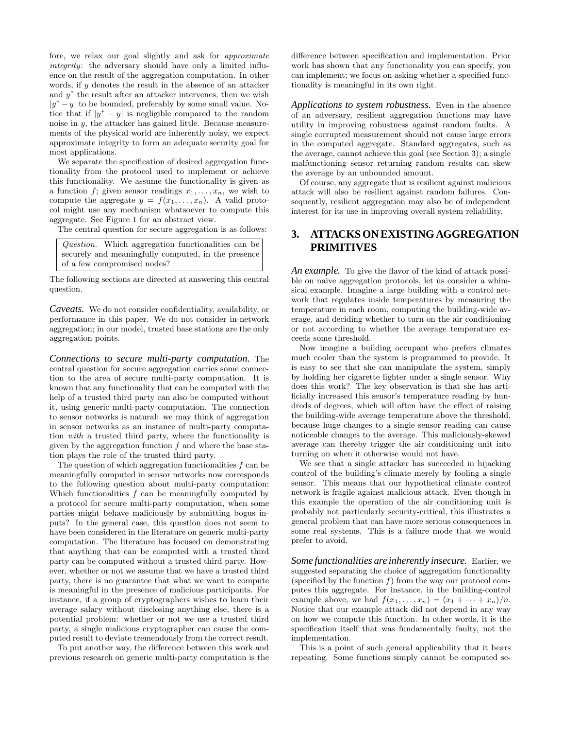fore, we relax our goal slightly and ask for *approximate integrity*: the adversary should have only a limited influence on the result of the aggregation computation. In other words, if $y$ denotes the result in the absence of an attacker and $y^*$ the result after an attacker intervenes, then we wish $|y^* - y|$ to be bounded, preferably by some small value. Notice that if $|y^* - y|$ is negligible compared to the random noise in $y$, the attacker has gained little. Because measurements of the physical world are inherently noisy, we expect approximate integrity to form an adequate security goal for most applications.

We separate the specification of desired aggregation functionality from the protocol used to implement or achieve this functionality. We assume the functionality is given as a function $f$; given sensor readings $x_1, \ldots, x_n$, we wish to compute the aggregate $y = f(x_1, \ldots, x_n)$. A valid protocol might use any mechanism whatsoever to compute this aggregate. See Figure 1 for an abstract view.

The central question for secure aggregation is as follows:

> *Question.* Which aggregation functionalities can be securely and meaningfully computed, in the presence of a few compromised nodes?

The following sections are directed at answering this central question.

***Caveats.*** We do not consider confidentiality, availability, or performance in this paper. We do not consider in-network aggregation; in our model, trusted base stations are the only aggregation points.

***Connections to secure multi-party computation.*** The central question for secure aggregation carries some connection to the area of secure multi-party computation. It is known that any functionality that can be computed with the help of a trusted third party can also be computed without it, using generic multi-party computation. The connection to sensor networks is natural: we may think of aggregation in sensor networks as an instance of multi-party computation *with* a trusted third party, where the functionality is given by the aggregation function $f$ and where the base station plays the role of the trusted third party.

The question of which aggregation functionalities $f$ can be meaningfully computed in sensor networks now corresponds to the following question about multi-party computation: Which functionalities $f$ can be meaningfully computed by a protocol for secure multi-party computation, when some parties might behave maliciously by submitting bogus inputs? In the general case, this question does not seem to have been considered in the literature on generic multi-party computation. The literature has focused on demonstrating that anything that can be computed with a trusted third party can be computed without a trusted third party. However, whether or not we assume that we have a trusted third party, there is no guarantee that what we want to compute is meaningful in the presence of malicious participants. For instance, if a group of cryptographers wishes to learn their average salary without disclosing anything else, there is a potential problem: whether or not we use a trusted third party, a single malicious cryptographer can cause the computed result to deviate tremendously from the correct result.

To put another way, the difference between this work and previous research on generic multi-party computation is the difference between specification and implementation. Prior work has shown that any functionality you can specify, you can implement; we focus on asking whether a specified functionality is meaningful in its own right.

***Applications to system robustness.*** Even in the absence of an adversary, resilient aggregation functions may have utility in improving robustness against random faults. A single corrupted measurement should not cause large errors in the computed aggregate. Standard aggregates, such as the average, cannot achieve this goal (see Section 3); a single malfunctioning sensor returning random results can skew the average by an unbounded amount.

Of course, any aggregate that is resilient against malicious attack will also be resilient against random failures. Consequently, resilient aggregation may also be of independent interest for its use in improving overall system reliability.

## 3. ATTACKS ON EXISTING AGGREGATION PRIMITIVES

***An example.*** To give the flavor of the kind of attack possible on naive aggregation protocols, let us consider a whimsical example. Imagine a large building with a control network that regulates inside temperatures by measuring the temperature in each room, computing the building-wide average, and deciding whether to turn on the air conditioning or not according to whether the average temperature exceeds some threshold.

Now imagine a building occupant who prefers climates much cooler than the system is programmed to provide. It is easy to see that she can manipulate the system, simply by holding her cigarette lighter under a single sensor. Why does this work? The key observation is that she has artificially increased this sensor's temperature reading by hundreds of degrees, which will often have the effect of raising the building-wide average temperature above the threshold, because huge changes to a single sensor reading can cause noticeable changes to the average. This maliciously-skewed average can thereby trigger the air conditioning unit into turning on when it otherwise would not have.

We see that a single attacker has succeeded in hijacking control of the building's climate merely by fooling a single sensor. This means that our hypothetical climate control network is fragile against malicious attack. Even though in this example the operation of the air conditioning unit is probably not particularly security-critical, this illustrates a general problem that can have more serious consequences in some real systems. This is a failure mode that we would prefer to avoid.

***Some functionalities are inherently insecure.*** Earlier, we suggested separating the choice of aggregation functionality (specified by the function $f$) from the way our protocol computes this aggregate. For instance, in the building-control example above, we had $f(x_1, \ldots, x_n) = (x_1 + \cdots + x_n)/n$. Notice that our example attack did not depend in any way on how we compute this function. In other words, it is the specification itself that was fundamentally faulty, not the implementation.

This is a point of such general applicability that it bears repeating. Some functions simply cannot be computed se-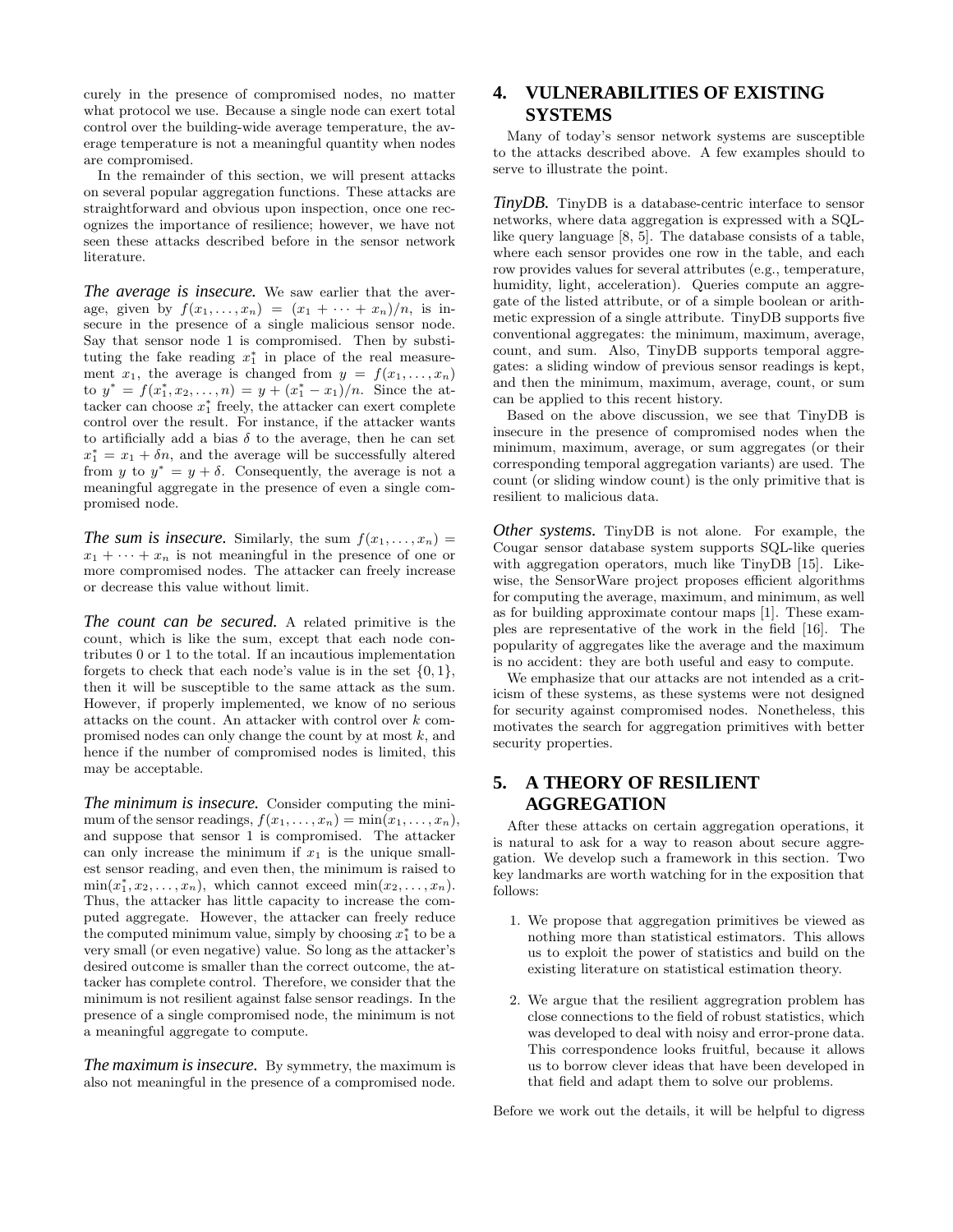curely in the presence of compromised nodes, no matter what protocol we use. Because a single node can exert total control over the building-wide average temperature, the average temperature is not a meaningful quantity when nodes are compromised.

In the remainder of this section, we will present attacks on several popular aggregation functions. These attacks are straightforward and obvious upon inspection, once one recognizes the importance of resilience; however, we have not seen these attacks described before in the sensor network literature.

***The average is insecure.*** We saw earlier that the average, given by $f(x_1, \ldots, x_n) = (x_1 + \cdots + x_n)/n$, is insecure in the presence of a single malicious sensor node. Say that sensor node 1 is compromised. Then by substituting the fake reading $x_1^*$ in place of the real measurement $x_1$, the average is changed from $y = f(x_1, \ldots, x_n)$ to $y^* = f(x_1^*, x_2, \ldots, n) = y + (x_1^* - x_1)/n$. Since the attacker can choose $x_1^*$ freely, the attacker can exert complete control over the result. For instance, if the attacker wants to artificially add a bias $\delta$ to the average, then he can set $x_1^* = x_1 + \delta n$, and the average will be successfully altered from $y$ to $y^* = y + \delta$. Consequently, the average is not a meaningful aggregate in the presence of even a single compromised node.

***The sum is insecure.*** Similarly, the sum $f(x_1, \ldots, x_n) = x_1 + \cdots + x_n$ is not meaningful in the presence of one or more compromised nodes. The attacker can freely increase or decrease this value without limit.

***The count can be secured.*** A related primitive is the count, which is like the sum, except that each node contributes 0 or 1 to the total. If an incautious implementation forgets to check that each node's value is in the set $\{0, 1\}$, then it will be susceptible to the same attack as the sum. However, if properly implemented, we know of no serious attacks on the count. An attacker with control over $k$ compromised nodes can only change the count by at most $k$, and hence if the number of compromised nodes is limited, this may be acceptable.

***The minimum is insecure.*** Consider computing the minimum of the sensor readings, $f(x_1, \ldots, x_n) = \min(x_1, \ldots, x_n)$, and suppose that sensor 1 is compromised. The attacker can only increase the minimum if $x_1$ is the unique smallest sensor reading, and even then, the minimum is raised to $\min(x_1^*, x_2, \ldots, x_n)$, which cannot exceed $\min(x_2, \ldots, x_n)$. Thus, the attacker has little capacity to increase the computed aggregate. However, the attacker can freely reduce the computed minimum value, simply by choosing $x_1^*$ to be a very small (or even negative) value. So long as the attacker's desired outcome is smaller than the correct outcome, the attacker has complete control. Therefore, we consider that the minimum is not resilient against false sensor readings. In the presence of a single compromised node, the minimum is not a meaningful aggregate to compute.

***The maximum is insecure.*** By symmetry, the maximum is also not meaningful in the presence of a compromised node.

# 4. VULNERABILITIES OF EXISTING SYSTEMS

Many of today's sensor network systems are susceptible to the attacks described above. A few examples should to serve to illustrate the point.

***TinyDB.*** TinyDB is a database-centric interface to sensor networks, where data aggregation is expressed with a SQL-like query language [8, 5]. The database consists of a table, where each sensor provides one row in the table, and each row provides values for several attributes (e.g., temperature, humidity, light, acceleration). Queries compute an aggregate of the listed attribute, or of a simple boolean or arithmetic expression of a single attribute. TinyDB supports five conventional aggregates: the minimum, maximum, average, count, and sum. Also, TinyDB supports temporal aggregates: a sliding window of previous sensor readings is kept, and then the minimum, maximum, average, count, or sum can be applied to this recent history.

Based on the above discussion, we see that TinyDB is insecure in the presence of compromised nodes when the minimum, maximum, average, or sum aggregates (or their corresponding temporal aggregation variants) are used. The count (or sliding window count) is the only primitive that is resilient to malicious data.

***Other systems.*** TinyDB is not alone. For example, the Cougar sensor database system supports SQL-like queries with aggregation operators, much like TinyDB [15]. Likewise, the SensorWare project proposes efficient algorithms for computing the average, maximum, and minimum, as well as for building approximate contour maps [1]. These examples are representative of the work in the field [16]. The popularity of aggregates like the average and the maximum is no accident: they are both useful and easy to compute.

We emphasize that our attacks are not intended as a criticism of these systems, as these systems were not designed for security against compromised nodes. Nonetheless, this motivates the search for aggregation primitives with better security properties.

# 5. A THEORY OF RESILIENT AGGREGATION

After these attacks on certain aggregation operations, it is natural to ask for a way to reason about secure aggregation. We develop such a framework in this section. Two key landmarks are worth watching for in the exposition that follows:

1. We propose that aggregation primitives be viewed as nothing more than statistical estimators. This allows us to exploit the power of statistics and build on the existing literature on statistical estimation theory.

2. We argue that the resilient aggregration problem has close connections to the field of robust statistics, which was developed to deal with noisy and error-prone data. This correspondence looks fruitful, because it allows us to borrow clever ideas that have been developed in that field and adapt them to solve our problems.

Before we work out the details, it will be helpful to digress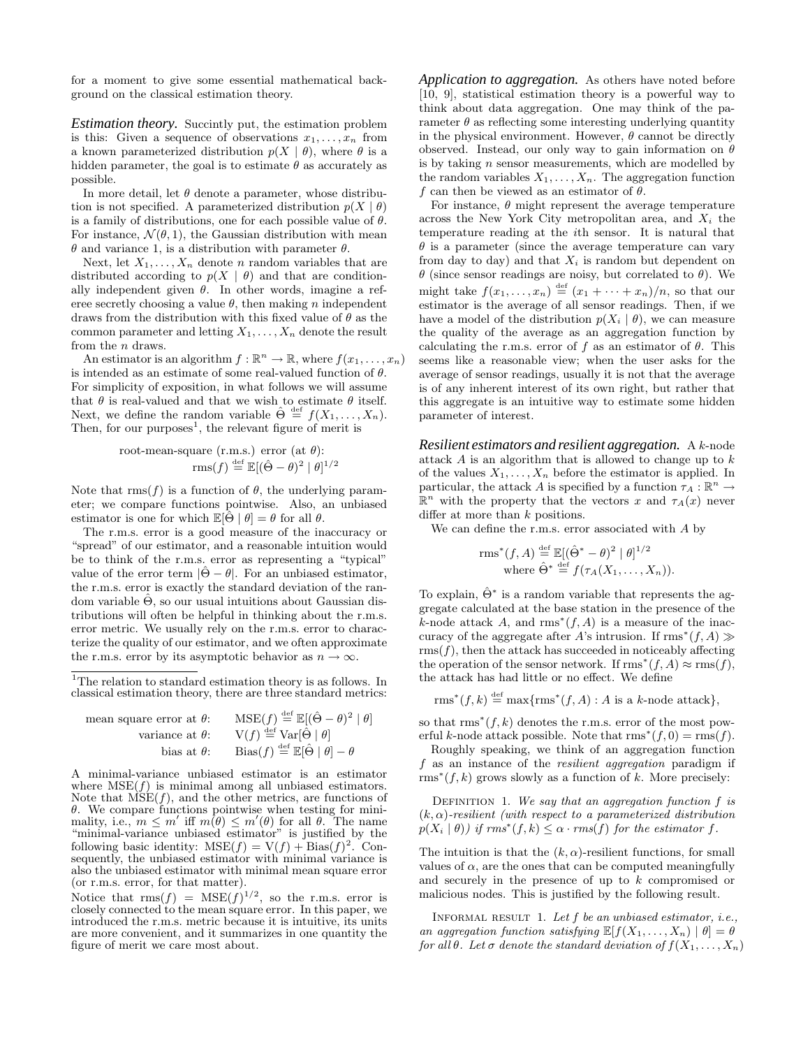for a moment to give some essential mathematical background on the classical estimation theory.

***Estimation theory.*** Succinctly put, the estimation problem is this: Given a sequence of observations $x_1, \ldots, x_n$ from a known parameterized distribution $p(X \mid \theta)$, where $\theta$ is a hidden parameter, the goal is to estimate $\theta$ as accurately as possible.

In more detail, let $\theta$ denote a parameter, whose distribution is not specified. A parameterized distribution $p(X \mid \theta)$ is a family of distributions, one for each possible value of $\theta$. For instance, $\mathcal{N}(\theta, 1)$, the Gaussian distribution with mean $\theta$ and variance 1, is a distribution with parameter $\theta$.

Next, let $X_1, \ldots, X_n$ denote $n$ random variables that are distributed according to $p(X \mid \theta)$ and that are conditionally independent given $\theta$. In other words, imagine a referee secretly choosing a value $\theta$, then making $n$ independent draws from the distribution with this fixed value of $\theta$ as the common parameter and letting $X_1, \ldots, X_n$ denote the result from the $n$ draws.

An estimator is an algorithm $f : \mathbb{R}^n \to \mathbb{R}$, where $f(x_1, \ldots, x_n)$ is intended as an estimate of some real-valued function of $\theta$. For simplicity of exposition, in what follows we will assume that $\theta$ is real-valued and that we wish to estimate $\theta$ itself. Next, we define the random variable $\hat{\Theta} \stackrel{\text{def}}{=} f(X_1, \ldots, X_n)$. Then, for our purposes[1], the relevant figure of merit is

$$\text{root-mean-square (r.m.s.) error (at } \theta\text{):} \quad \text{rms}(f) \stackrel{\text{def}}{=} \mathbb{E}[(\hat{\Theta} - \theta)^2 \mid \theta]^{1/2}$$

Note that $\text{rms}(f)$ is a function of $\theta$, the underlying parameter; we compare functions pointwise. Also, an unbiased estimator is one for which $\mathbb{E}[\hat{\Theta} \mid \theta] = \theta$ for all $\theta$.

The r.m.s. error is a good measure of the inaccuracy or "spread" of our estimator, and a reasonable intuition would be to think of the r.m.s. error as representing a "typical" value of the error term $|\hat{\Theta} - \theta|$. For an unbiased estimator, the r.m.s. error is exactly the standard deviation of the random variable $\hat{\Theta}$, so our usual intuitions about Gaussian distributions will often be helpful in thinking about the r.m.s. error metric. We usually rely on the r.m.s. error to characterize the quality of our estimator, and we often approximate the r.m.s. error by its asymptotic behavior as $n \to \infty$.

[1] The relation to standard estimation theory is as follows. In classical estimation theory, there are three standard metrics:

$$\begin{aligned}
\text{mean square error at } \theta\text{:} \quad & \text{MSE}(f) \stackrel{\text{def}}{=} \mathbb{E}[(\hat{\Theta} - \theta)^2 \mid \theta] \\
\text{variance at } \theta\text{:} \quad & \text{V}(f) \stackrel{\text{def}}{=} \text{Var}[\hat{\Theta} \mid \theta] \\
\text{bias at } \theta\text{:} \quad & \text{Bias}(f) \stackrel{\text{def}}{=} \mathbb{E}[\hat{\Theta} \mid \theta] - \theta
\end{aligned}$$

A minimal-variance unbiased estimator is an estimator where $\text{MSE}(f)$ is minimal among all unbiased estimators. Note that $\text{MSE}(f)$, and the other metrics, are functions of $\theta$. We compare functions pointwise when testing for minimality, i.e., $m \leq m'$ iff $m(\theta) \leq m'(\theta)$ for all $\theta$. The name "minimal-variance unbiased estimator" is justified by the following basic identity: $\text{MSE}(f) = \text{V}(f) + \text{Bias}(f)^2$. Consequently, the unbiased estimator with minimal variance is also the unbiased estimator with minimal mean square error (or r.m.s. error, for that matter).

Notice that $\text{rms}(f) = \text{MSE}(f)^{1/2}$, so the r.m.s. error is closely connected to the mean square error. In this paper, we introduced the r.m.s. metric because it is intuitive, its units are more convenient, and it summarizes in one quantity the figure of merit we care most about.

***Application to aggregation.*** As others have noted before [10, 9], statistical estimation theory is a powerful way to think about data aggregation. One may think of the parameter $\theta$ as reflecting some interesting underlying quantity in the physical environment. However, $\theta$ cannot be directly observed. Instead, our only way to gain information on $\theta$ is by taking $n$ sensor measurements, which are modelled by the random variables $X_1, \ldots, X_n$. The aggregation function $f$ can then be viewed as an estimator of $\theta$.

For instance, $\theta$ might represent the average temperature across the New York City metropolitan area, and $X_i$ the temperature reading at the $i$th sensor. It is natural that $\theta$ is a parameter (since the average temperature can vary from day to day) and that $X_i$ is random but dependent on $\theta$ (since sensor readings are noisy, but correlated to $\theta$). We might take $f(x_1, \ldots, x_n) \stackrel{\text{def}}{=} (x_1 + \cdots + x_n)/n$, so that our estimator is the average of all sensor readings. Then, if we have a model of the distribution $p(X_i \mid \theta)$, we can measure the quality of the average as an aggregation function by calculating the r.m.s. error of $f$ as an estimator of $\theta$. This seems like a reasonable view; when the user asks for the average of sensor readings, usually it is not that the average is of any inherent interest of its own right, but rather that this aggregate is an intuitive way to estimate some hidden parameter of interest.

***Resilient estimators and resilient aggregation.*** A $k$-node attack $A$ is an algorithm that is allowed to change up to $k$ of the values $X_1, \ldots, X_n$ before the estimator is applied. In particular, the attack $A$ is specified by a function $\tau_A : \mathbb{R}^n \to \mathbb{R}^n$ with the property that the vectors $x$ and $\tau_A(x)$ never differ at more than $k$ positions.

We can define the r.m.s. error associated with $A$ by

$$\text{rms}^*(f, A) \stackrel{\text{def}}{=} \mathbb{E}[(\hat{\Theta}^* - \theta)^2 \mid \theta]^{1/2}$$
$$\text{where } \hat{\Theta}^* \stackrel{\text{def}}{=} f(\tau_A(X_1, \ldots, X_n)).$$

To explain, $\hat{\Theta}^*$ is a random variable that represents the aggregate calculated at the base station in the presence of the $k$-node attack $A$, and $\text{rms}^*(f, A)$ is a measure of the inaccuracy of the aggregate after $A$'s intrusion. If $\text{rms}^*(f, A) \gg \text{rms}(f)$, then the attack has succeeded in noticeably affecting the operation of the sensor network. If $\text{rms}^*(f, A) \approx \text{rms}(f)$, the attack has had little or no effect. We define

$$\text{rms}^*(f, k) \stackrel{\text{def}}{=} \max\{\text{rms}^*(f, A) : A \text{ is a } k\text{-node attack}\},$$

so that $\text{rms}^*(f, k)$ denotes the r.m.s. error of the most powerful $k$-node attack possible. Note that $\text{rms}^*(f, 0) = \text{rms}(f)$.

Roughly speaking, we think of an aggregation function $f$ as an instance of the *resilient aggregation* paradigm if $\text{rms}^*(f, k)$ grows slowly as a function of $k$. More precisely:

DEFINITION 1. *We say that an aggregation function $f$ is $(k, \alpha)$-resilient (with respect to a parameterized distribution $p(X_i \mid \theta)$) if $\text{rms}^*(f, k) \leq \alpha \cdot \text{rms}(f)$ for the estimator $f$.*

The intuition is that the $(k, \alpha)$-resilient functions, for small values of $\alpha$, are the ones that can be computed meaningfully and securely in the presence of up to $k$ compromised or malicious nodes. This is justified by the following result.

INFORMAL RESULT 1. *Let $f$ be an unbiased estimator, i.e., an aggregation function satisfying $\mathbb{E}[f(X_1, \ldots, X_n) \mid \theta] = \theta$ for all $\theta$. Let $\sigma$ denote the standard deviation of $f(X_1, \ldots, X_n)$*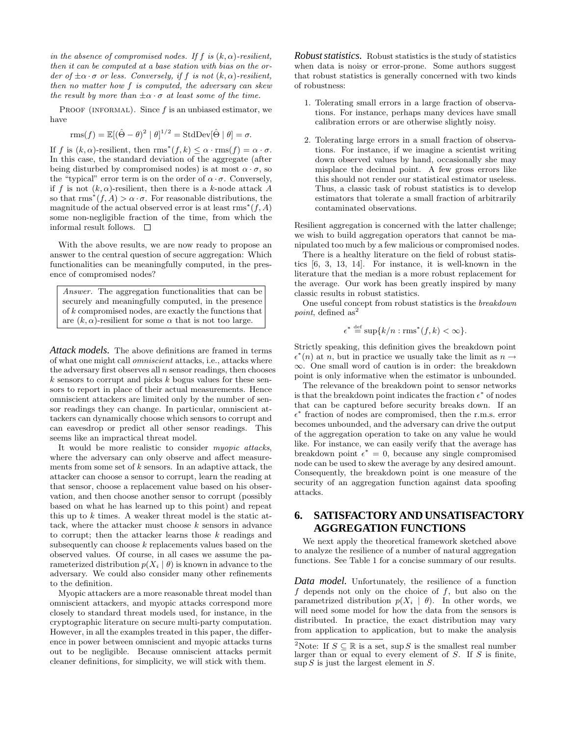*in the absence of compromised nodes. If $f$ is $(k, \alpha)$-resilient, then it can be computed at a base station with bias on the order of $\pm\alpha \cdot \sigma$ or less. Conversely, if $f$ is not $(k, \alpha)$-resilient, then no matter how $f$ is computed, the adversary can skew the result by more than $\pm\alpha \cdot \sigma$ at least some of the time.*

PROOF (INFORMAL). Since $f$ is an unbiased estimator, we have

$$\text{rms}(f) = \mathbb{E}[(\hat{\Theta} - \theta)^2 \mid \theta]^{1/2} = \text{StdDev}[\hat{\Theta} \mid \theta] = \sigma.$$

If $f$ is $(k, \alpha)$-resilient, then $\text{rms}^*(f, k) \leq \alpha \cdot \text{rms}(f) = \alpha \cdot \sigma$. In this case, the standard deviation of the aggregate (after being disturbed by compromised nodes) is at most $\alpha \cdot \sigma$, so the "typical" error term is on the order of $\alpha \cdot \sigma$. Conversely, if $f$ is not $(k, \alpha)$-resilient, then there is a $k$-node attack $A$ so that $\text{rms}^*(f, A) > \alpha \cdot \sigma$. For reasonable distributions, the magnitude of the actual observed error is at least $\text{rms}^*(f, A)$ some non-negligible fraction of the time, from which the informal result follows. □

With the above results, we are now ready to propose an answer to the central question of secure aggregation: Which functionalities can be meaningfully computed, in the presence of compromised nodes?

> *Answer.* The aggregation functionalities that can be securely and meaningfully computed, in the presence of $k$ compromised nodes, are exactly the functions that are $(k, \alpha)$-resilient for some $\alpha$ that is not too large.

***Attack models.*** The above definitions are framed in terms of what one might call *omniscient* attacks, i.e., attacks where the adversary first observes all $n$ sensor readings, then chooses $k$ sensors to corrupt and picks $k$ bogus values for these sensors to report in place of their actual measurements. Hence omniscient attackers are limited only by the number of sensor readings they can change. In particular, omniscient attackers can dynamically choose which sensors to corrupt and can eavesdrop or predict all other sensor readings. This seems like an impractical threat model.

It would be more realistic to consider *myopic attacks*, where the adversary can only observe and affect measurements from some set of $k$ sensors. In an adaptive attack, the attacker can choose a sensor to corrupt, learn the reading at that sensor, choose a replacement value based on his observation, and then choose another sensor to corrupt (possibly based on what he has learned up to this point) and repeat this up to $k$ times. A weaker threat model is the static attack, where the attacker must choose $k$ sensors in advance to corrupt; then the attacker learns those $k$ readings and subsequently can choose $k$ replacements values based on the observed values. Of course, in all cases we assume the parameterized distribution $p(X_i \mid \theta)$ is known in advance to the adversary. We could also consider many other refinements to the definition.

Myopic attackers are a more reasonable threat model than omniscient attackers, and myopic attacks correspond more closely to standard threat models used, for instance, in the cryptographic literature on secure multi-party computation. However, in all the examples treated in this paper, the difference in power between omniscient and myopic attacks turns out to be negligible. Because omniscient attacks permit cleaner definitions, for simplicity, we will stick with them.

***Robust statistics.*** Robust statistics is the study of statistics when data is noisy or error-prone. Some authors suggest that robust statistics is generally concerned with two kinds of robustness:

1. Tolerating small errors in a large fraction of observations. For instance, perhaps many devices have small calibration errors or are otherwise slightly noisy.

2. Tolerating large errors in a small fraction of observations. For instance, if we imagine a scientist writing down observed values by hand, occasionally she may misplace the decimal point. A few gross errors like this should not render our statistical estimator useless. Thus, a classic task of robust statistics is to develop estimators that tolerate a small fraction of arbitrarily contaminated observations.

Resilient aggregation is concerned with the latter challenge; we wish to build aggregation operators that cannot be manipulated too much by a few malicious or compromised nodes.

There is a healthy literature on the field of robust statistics [6, 3, 13, 14]. For instance, it is well-known in the literature that the median is a more robust replacement for the average. Our work has been greatly inspired by many classic results in robust statistics.

One useful concept from robust statistics is the *breakdown point*, defined as[2]

$$\epsilon^* \stackrel{\text{def}}{=} \sup\{k/n : \text{rms}^*(f, k) < \infty\}.$$

Strictly speaking, this definition gives the breakdown point $\epsilon^*(n)$ at $n$, but in practice we usually take the limit as $n \to \infty$. One small word of caution is in order: the breakdown point is only informative when the estimator is unbounded.

The relevance of the breakdown point to sensor networks is that the breakdown point indicates the fraction $\epsilon^*$ of nodes that can be captured before security breaks down. If an $\epsilon^*$ fraction of nodes are compromised, then the r.m.s. error becomes unbounded, and the adversary can drive the output of the aggregation operation to take on any value he would like. For instance, we can easily verify that the average has breakdown point $\epsilon^* = 0$, because any single compromised node can be used to skew the average by any desired amount. Consequently, the breakdown point is one measure of the security of an aggregation function against data spoofing attacks.

## 6. SATISFACTORY AND UNSATISFACTORY AGGREGATION FUNCTIONS

We next apply the theoretical framework sketched above to analyze the resilience of a number of natural aggregation functions. See Table 1 for a concise summary of our results.

***Data model.*** Unfortunately, the resilience of a function $f$ depends not only on the choice of $f$, but also on the parametrized distribution $p(X_i \mid \theta)$. In other words, we will need some model for how the data from the sensors is distributed. In practice, the exact distribution may vary from application to application, but to make the analysis

[2]Note: If $S \subseteq \mathbb{R}$ is a set, $\sup S$ is the smallest real number larger than or equal to every element of $S$. If $S$ is finite, $\sup S$ is just the largest element in $S$.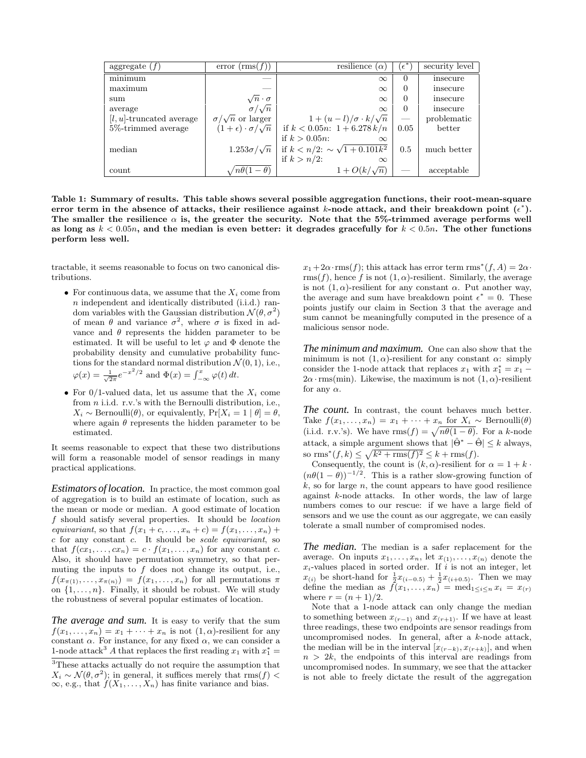| aggregate ($f$) | error (rms($f$)) | resilience ($\alpha$) | ($\epsilon^*$) | security level |
|---|---|---|---|---|
| minimum | — | $\infty$ | 0 | insecure |
| maximum | — | $\infty$ | 0 | insecure |
| sum | $\sqrt{n} \cdot \sigma$ | $\infty$ | 0 | insecure |
| average | $\sigma/\sqrt{n}$ | $\infty$ | 0 | insecure |
| $[l, u]$-truncated average | $\sigma/\sqrt{n}$ or larger | $1 + (u-l)/\sigma \cdot k/\sqrt{n}$ | — | problematic |
| 5%-trimmed average | $(1+\epsilon) \cdot \sigma/\sqrt{n}$ | if $k < 0.05n$: $1 + 6.278\,k/n$ | 0.05 | better |
| | | if $k > 0.05n$: $\infty$ | | |
| median | $1.253\sigma/\sqrt{n}$ | if $k < n/2$: $\sim \sqrt{1 + 0.101k^2}$ | 0.5 | much better |
| | | if $k > n/2$: $\infty$ | | |
| count | $\sqrt{n\theta(1-\theta)}$ | $1 + O(k/\sqrt{n})$ | — | acceptable |

**Table 1: Summary of results. This table shows several possible aggregation functions, their root-mean-square error term in the absence of attacks, their resilience against $k$-node attack, and their breakdown point ($\epsilon^*$). The smaller the resilience $\alpha$ is, the greater the security. Note that the 5%-trimmed average performs well as long as $k < 0.05n$, and the median is even better: it degrades gracefully for $k < 0.5n$. The other functions perform less well.**

tractable, it seems reasonable to focus on two canonical distributions.

- For continuous data, we assume that the $X_i$ come from $n$ independent and identically distributed (i.i.d.) random variables with the Gaussian distribution $\mathcal{N}(\theta, \sigma^2)$ of mean $\theta$ and variance $\sigma^2$, where $\sigma$ is fixed in advance and $\theta$ represents the hidden parameter to be estimated. It will be useful to let $\varphi$ and $\Phi$ denote the probability density and cumulative probability functions for the standard normal distribution $\mathcal{N}(0, 1)$, i.e., $\varphi(x) = \frac{1}{\sqrt{2\pi}} e^{-x^2/2}$ and $\Phi(x) = \int_{-\infty}^{x} \varphi(t)\, dt$.
- For 0/1-valued data, let us assume that the $X_i$ come from $n$ i.i.d. r.v.'s with the Bernoulli distribution, i.e., $X_i \sim \text{Bernoulli}(\theta)$, or equivalently, $\Pr[X_i = 1 \mid \theta] = \theta$, where again $\theta$ represents the hidden parameter to be estimated.

It seems reasonable to expect that these two distributions will form a reasonable model of sensor readings in many practical applications.

***Estimators of location.*** In practice, the most common goal of aggregation is to build an estimate of location, such as the mean or mode or median. A good estimate of location $f$ should satisfy several properties. It should be *location equivariant*, so that $f(x_1 + c, \ldots, x_n + c) = f(x_1, \ldots, x_n) + c$ for any constant $c$. It should be *scale equivariant*, so that $f(cx_1, \ldots, cx_n) = c \cdot f(x_1, \ldots, x_n)$ for any constant $c$. Also, it should have permutation symmetry, so that permuting the inputs to $f$ does not change its output, i.e., $f(x_{\pi(1)}, \ldots, x_{\pi(n)}) = f(x_1, \ldots, x_n)$ for all permutations $\pi$ on $\{1, \ldots, n\}$. Finally, it should be robust. We will study the robustness of several popular estimates of location.

***The average and sum.*** It is easy to verify that the sum $f(x_1, \ldots, x_n) = x_1 + \cdots + x_n$ is not $(1, \alpha)$-resilient for any constant $\alpha$. For instance, for any fixed $\alpha$, we can consider a 1-node attack[3] $A$ that replaces the first reading $x_1$ with $x_1^* = x_1 + 2\alpha \cdot \text{rms}(f)$; this attack has error term $\text{rms}^*(f, A) = 2\alpha \cdot \text{rms}(f)$, hence $f$ is not $(1, \alpha)$-resilient. Similarly, the average is not $(1, \alpha)$-resilient for any constant $\alpha$. Put another way, the average and sum have breakdown point $\epsilon^* = 0$. These points justify our claim in Section 3 that the average and sum cannot be meaningfully computed in the presence of a malicious sensor node.

[3] These attacks actually do not require the assumption that $X_i \sim \mathcal{N}(\theta, \sigma^2)$; in general, it suffices merely that $\text{rms}(f) < \infty$, e.g., that $f(X_1, \ldots, X_n)$ has finite variance and bias.

***The minimum and maximum.*** One can also show that the minimum is not $(1, \alpha)$-resilient for any constant $\alpha$: simply consider the 1-node attack that replaces $x_1$ with $x_1^* = x_1 - 2\alpha \cdot \text{rms}(\min)$. Likewise, the maximum is not $(1, \alpha)$-resilient for any $\alpha$.

***The count.*** In contrast, the count behaves much better. Take $f(x_1, \ldots, x_n) = x_1 + \cdots + x_n$ for $X_i \sim \text{Bernoulli}(\theta)$ (i.i.d. r.v.'s). We have $\text{rms}(f) = \sqrt{n\theta(1-\theta)}$. For a $k$-node attack, a simple argument shows that $|\hat{\Theta}^* - \hat{\Theta}| \le k$ always, so $\text{rms}^*(f, k) \le \sqrt{k^2 + \text{rms}(f)^2} \le k + \text{rms}(f)$.

Consequently, the count is $(k, \alpha)$-resilient for $\alpha = 1 + k \cdot (n\theta(1-\theta))^{-1/2}$. This is a rather slow-growing function of $k$, so for large $n$, the count appears to have good resilience against $k$-node attacks. In other words, the law of large numbers comes to our rescue: if we have a large field of sensors and we use the count as our aggregate, we can easily tolerate a small number of compromised nodes.

***The median.*** The median is a safer replacement for the average. On inputs $x_1, \ldots, x_n$, let $x_{(1)}, \ldots, x_{(n)}$ denote the $x_i$-values placed in sorted order. If $i$ is not an integer, let $x_{(i)}$ be short-hand for $\frac{1}{2} x_{(i-0.5)} + \frac{1}{2} x_{(i+0.5)}$. Then we may define the median as $f(x_1, \ldots, x_n) = \text{med}_{1 \le i \le n}\, x_i = x_{(r)}$ where $r = (n+1)/2$.

Note that a 1-node attack can only change the median to something between $x_{(r-1)}$ and $x_{(r+1)}$. If we have at least three readings, these two endpoints are sensor readings from uncompromised nodes. In general, after a $k$-node attack, the median will be in the interval $[x_{(r-k)}, x_{(r+k)}]$, and when $n > 2k$, the endpoints of this interval are readings from uncompromised nodes. In summary, we see that the attacker is not able to freely dictate the result of the aggregation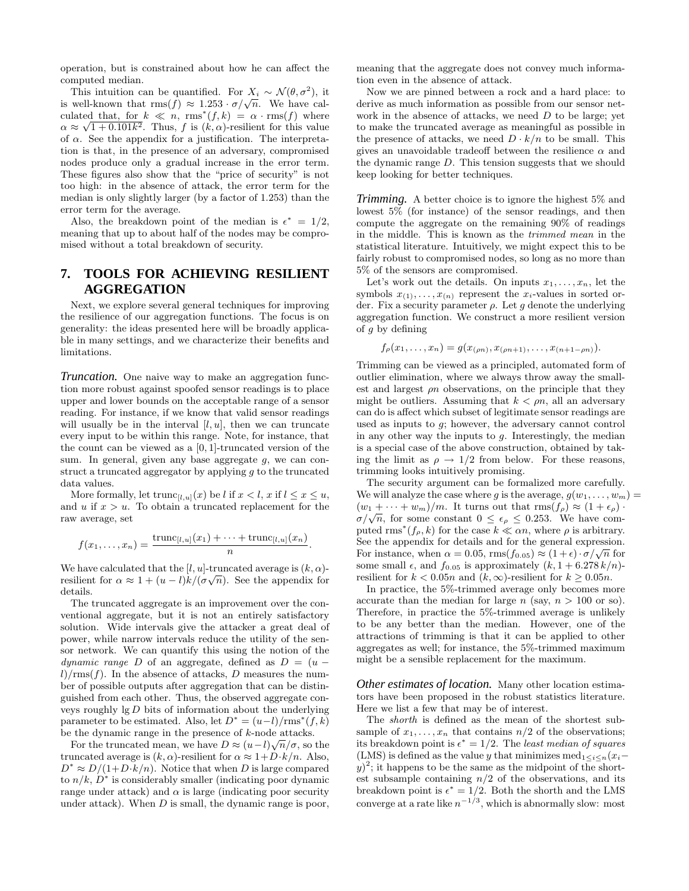operation, but is constrained about how he can affect the computed median.

This intuition can be quantified. For $X_i \sim \mathcal{N}(\theta, \sigma^2)$, it is well-known that $\text{rms}(f) \approx 1.253 \cdot \sigma/\sqrt{n}$. We have calculated that, for $k \ll n$, $\text{rms}^*(f,k) = \alpha \cdot \text{rms}(f)$ where $\alpha \approx \sqrt{1 + 0.101k^2}$. Thus, $f$ is $(k, \alpha)$-resilient for this value of $\alpha$. See the appendix for a justification. The interpretation is that, in the presence of an adversary, compromised nodes produce only a gradual increase in the error term. These figures also show that the "price of security" is not too high: in the absence of attack, the error term for the median is only slightly larger (by a factor of 1.253) than the error term for the average.

Also, the breakdown point of the median is $\epsilon^* = 1/2$, meaning that up to about half of the nodes may be compromised without a total breakdown of security.

## 7. TOOLS FOR ACHIEVING RESILIENT AGGREGATION

Next, we explore several general techniques for improving the resilience of our aggregation functions. The focus is on generality: the ideas presented here will be broadly applicable in many settings, and we characterize their benefits and limitations.

***Truncation.*** One naive way to make an aggregation function more robust against spoofed sensor readings is to place upper and lower bounds on the acceptable range of a sensor reading. For instance, if we know that valid sensor readings will usually be in the interval $[l, u]$, then we can truncate every input to be within this range. Note, for instance, that the count can be viewed as a $[0, 1]$-truncated version of the sum. In general, given any base aggregate $g$, we can construct a truncated aggregator by applying $g$ to the truncated data values.

More formally, let $\text{trunc}_{[l,u]}(x)$ be $l$ if $x < l$, $x$ if $l \le x \le u$, and $u$ if $x > u$. To obtain a truncated replacement for the raw average, set

$$f(x_1, \dots, x_n) = \frac{\text{trunc}_{[l,u]}(x_1) + \cdots + \text{trunc}_{[l,u]}(x_n)}{n}.$$

We have calculated that the $[l, u]$-truncated average is $(k, \alpha)$-resilient for $\alpha \approx 1 + (u - l)k/(\sigma\sqrt{n})$. See the appendix for details.

The truncated aggregate is an improvement over the conventional aggregate, but it is not an entirely satisfactory solution. Wide intervals give the attacker a great deal of power, while narrow intervals reduce the utility of the sensor network. We can quantify this using the notion of the *dynamic range* $D$ of an aggregate, defined as $D = (u - l)/\text{rms}(f)$. In the absence of attacks, $D$ measures the number of possible outputs after aggregation that can be distinguished from each other. Thus, the observed aggregate conveys roughly $\lg D$ bits of information about the underlying parameter to be estimated. Also, let $D^* = (u - l)/\text{rms}^*(f, k)$ be the dynamic range in the presence of $k$-node attacks.

For the truncated mean, we have $D \approx (u - l)\sqrt{n}/\sigma$, so the truncated average is $(k, \alpha)$-resilient for $\alpha \approx 1 + D \cdot k/n$. Also, $D^* \approx D/(1 + D \cdot k/n)$. Notice that when $D$ is large compared to $n/k$, $D^*$ is considerably smaller (indicating poor dynamic range under attack) and $\alpha$ is large (indicating poor security under attack). When $D$ is small, the dynamic range is poor, meaning that the aggregate does not convey much information even in the absence of attack.

Now we are pinned between a rock and a hard place: to derive as much information as possible from our sensor network in the absence of attacks, we need $D$ to be large; yet to make the truncated average as meaningful as possible in the presence of attacks, we need $D \cdot k/n$ to be small. This gives an unavoidable tradeoff between the resilience $\alpha$ and the dynamic range $D$. This tension suggests that we should keep looking for better techniques.

***Trimming.*** A better choice is to ignore the highest 5% and lowest 5% (for instance) of the sensor readings, and then compute the aggregate on the remaining 90% of readings in the middle. This is known as the *trimmed mean* in the statistical literature. Intuitively, we might expect this to be fairly robust to compromised nodes, so long as no more than 5% of the sensors are compromised.

Let's work out the details. On inputs $x_1, \dots, x_n$, let the symbols $x_{(1)}, \dots, x_{(n)}$ represent the $x_i$-values in sorted order. Fix a security parameter $\rho$. Let $g$ denote the underlying aggregation function. We construct a more resilient version of $g$ by defining

$$f_\rho(x_1, \dots, x_n) = g(x_{(\rho n)}, x_{(\rho n+1)}, \dots, x_{(n+1-\rho n)}).$$

Trimming can be viewed as a principled, automated form of outlier elimination, where we always throw away the smallest and largest $\rho n$ observations, on the principle that they might be outliers. Assuming that $k < \rho n$, all an adversary can do is affect which subset of legitimate sensor readings are used as inputs to $g$; however, the adversary cannot control in any other way the inputs to $g$. Interestingly, the median is a special case of the above construction, obtained by taking the limit as $\rho \to 1/2$ from below. For these reasons, trimming looks intuitively promising.

The security argument can be formalized more carefully. We will analyze the case where $g$ is the average, $g(w_1, \dots, w_m) = (w_1 + \cdots + w_m)/m$. It turns out that $\text{rms}(f_\rho) \approx (1 + \epsilon_\rho) \cdot \sigma/\sqrt{n}$, for some constant $0 \le \epsilon_\rho \le 0.253$. We have computed $\text{rms}^*(f_\rho, k)$ for the case $k \ll \alpha n$, where $\rho$ is arbitrary. See the appendix for details and for the general expression. For instance, when $\alpha = 0.05$, $\text{rms}(f_{0.05}) \approx (1 + \epsilon) \cdot \sigma/\sqrt{n}$ for some small $\epsilon$, and $f_{0.05}$ is approximately $(k, 1 + 6.278\,k/n)$-resilient for $k < 0.05n$ and $(k, \infty)$-resilient for $k \ge 0.05n$.

In practice, the 5%-trimmed average only becomes more accurate than the median for large $n$ (say, $n > 100$ or so). Therefore, in practice the 5%-trimmed average is unlikely to be any better than the median. However, one of the attractions of trimming is that it can be applied to other aggregates as well; for instance, the 5%-trimmed maximum might be a sensible replacement for the maximum.

***Other estimates of location.*** Many other location estimators have been proposed in the robust statistics literature. Here we list a few that may be of interest.

The *shorth* is defined as the mean of the shortest subsample of $x_1, \dots, x_n$ that contains $n/2$ of the observations; its breakdown point is $\epsilon^* = 1/2$. The *least median of squares* (LMS) is defined as the value $y$ that minimizes $\text{med}_{1 \le i \le n}(x_i - y)^2$; it happens to be the same as the midpoint of the shortest subsample containing $n/2$ of the observations, and its breakdown point is $\epsilon^* = 1/2$. Both the shorth and the LMS converge at a rate like $n^{-1/3}$, which is abnormally slow: most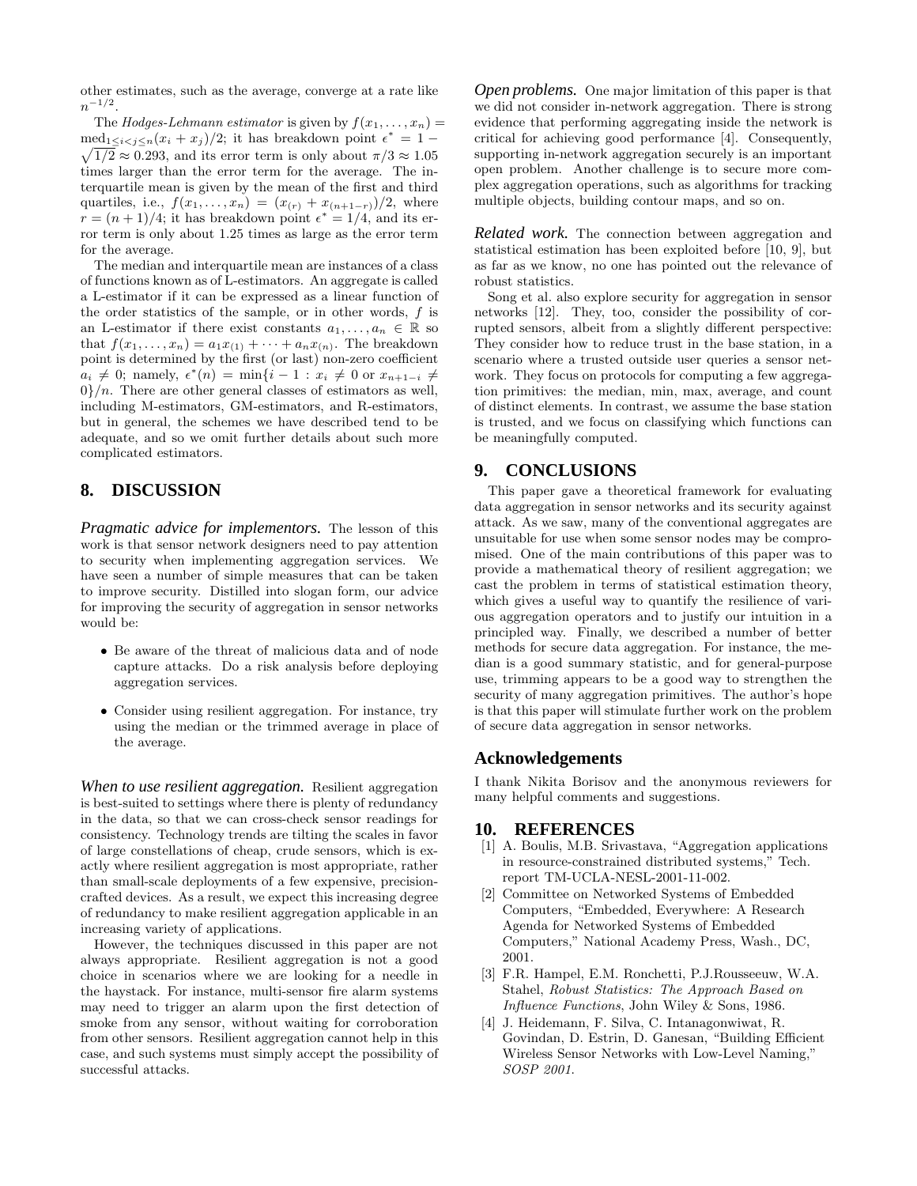other estimates, such as the average, converge at a rate like $n^{-1/2}$.

The *Hodges-Lehmann estimator* is given by $f(x_1, \ldots, x_n) = \text{med}_{1 \le i < j \le n}(x_i + x_j)/2$; it has breakdown point $\epsilon^* = 1 - \sqrt{1/2} \approx 0.293$, and its error term is only about $\pi/3 \approx 1.05$ times larger than the error term for the average. The interquartile mean is given by the mean of the first and third quartiles, i.e., $f(x_1, \ldots, x_n) = (x_{(r)} + x_{(n+1-r)})/2$, where $r = (n+1)/4$; it has breakdown point $\epsilon^* = 1/4$, and its error term is only about 1.25 times as large as the error term for the average.

The median and interquartile mean are instances of a class of functions known as of L-estimators. An aggregate is called a L-estimator if it can be expressed as a linear function of the order statistics of the sample, or in other words, $f$ is an L-estimator if there exist constants $a_1, \ldots, a_n \in \mathbb{R}$ so that $f(x_1, \ldots, x_n) = a_1 x_{(1)} + \cdots + a_n x_{(n)}$. The breakdown point is determined by the first (or last) non-zero coefficient $a_i \neq 0$; namely, $\epsilon^*(n) = \min\{i - 1 : x_i \neq 0 \text{ or } x_{n+1-i} \neq 0\}/n$. There are other general classes of estimators as well, including M-estimators, GM-estimators, and R-estimators, but in general, the schemes we have described tend to be adequate, and so we omit further details about such more complicated estimators.

## 8. DISCUSSION

***Pragmatic advice for implementors.*** The lesson of this work is that sensor network designers need to pay attention to security when implementing aggregation services. We have seen a number of simple measures that can be taken to improve security. Distilled into slogan form, our advice for improving the security of aggregation in sensor networks would be:

- Be aware of the threat of malicious data and of node capture attacks. Do a risk analysis before deploying aggregation services.
- Consider using resilient aggregation. For instance, try using the median or the trimmed average in place of the average.

***When to use resilient aggregation.*** Resilient aggregation is best-suited to settings where there is plenty of redundancy in the data, so that we can cross-check sensor readings for consistency. Technology trends are tilting the scales in favor of large constellations of cheap, crude sensors, which is exactly where resilient aggregation is most appropriate, rather than small-scale deployments of a few expensive, precision-crafted devices. As a result, we expect this increasing degree of redundancy to make resilient aggregation applicable in an increasing variety of applications.

However, the techniques discussed in this paper are not always appropriate. Resilient aggregation is not a good choice in scenarios where we are looking for a needle in the haystack. For instance, multi-sensor fire alarm systems may need to trigger an alarm upon the first detection of smoke from any sensor, without waiting for corroboration from other sensors. Resilient aggregation cannot help in this case, and such systems must simply accept the possibility of successful attacks.

***Open problems.*** One major limitation of this paper is that we did not consider in-network aggregation. There is strong evidence that performing aggregating inside the network is critical for achieving good performance [4]. Consequently, supporting in-network aggregation securely is an important open problem. Another challenge is to secure more complex aggregation operations, such as algorithms for tracking multiple objects, building contour maps, and so on.

***Related work.*** The connection between aggregation and statistical estimation has been exploited before [10, 9], but as far as we know, no one has pointed out the relevance of robust statistics.

Song et al. also explore security for aggregation in sensor networks [12]. They, too, consider the possibility of corrupted sensors, albeit from a slightly different perspective: They consider how to reduce trust in the base station, in a scenario where a trusted outside user queries a sensor network. They focus on protocols for computing a few aggregation primitives: the median, min, max, average, and count of distinct elements. In contrast, we assume the base station is trusted, and we focus on classifying which functions can be meaningfully computed.

## 9. CONCLUSIONS

This paper gave a theoretical framework for evaluating data aggregation in sensor networks and its security against attack. As we saw, many of the conventional aggregates are unsuitable for use when some sensor nodes may be compromised. One of the main contributions of this paper was to provide a mathematical theory of resilient aggregation; we cast the problem in terms of statistical estimation theory, which gives a useful way to quantify the resilience of various aggregation operators and to justify our intuition in a principled way. Finally, we described a number of better methods for secure data aggregation. For instance, the median is a good summary statistic, and for general-purpose use, trimming appears to be a good way to strengthen the security of many aggregation primitives. The author's hope is that this paper will stimulate further work on the problem of secure data aggregation in sensor networks.

## Acknowledgements

I thank Nikita Borisov and the anonymous reviewers for many helpful comments and suggestions.

## 10. REFERENCES

[1] A. Boulis, M.B. Srivastava, "Aggregation applications in resource-constrained distributed systems," Tech. report TM-UCLA-NESL-2001-11-002.

[2] Committee on Networked Systems of Embedded Computers, "Embedded, Everywhere: A Research Agenda for Networked Systems of Embedded Computers," National Academy Press, Wash., DC, 2001.

[3] F.R. Hampel, E.M. Ronchetti, P.J.Rousseeuw, W.A. Stahel, *Robust Statistics: The Approach Based on Influence Functions*, John Wiley & Sons, 1986.

[4] J. Heidemann, F. Silva, C. Intanagonwiwat, R. Govindan, D. Estrin, D. Ganesan, "Building Efficient Wireless Sensor Networks with Low-Level Naming," *SOSP 2001.*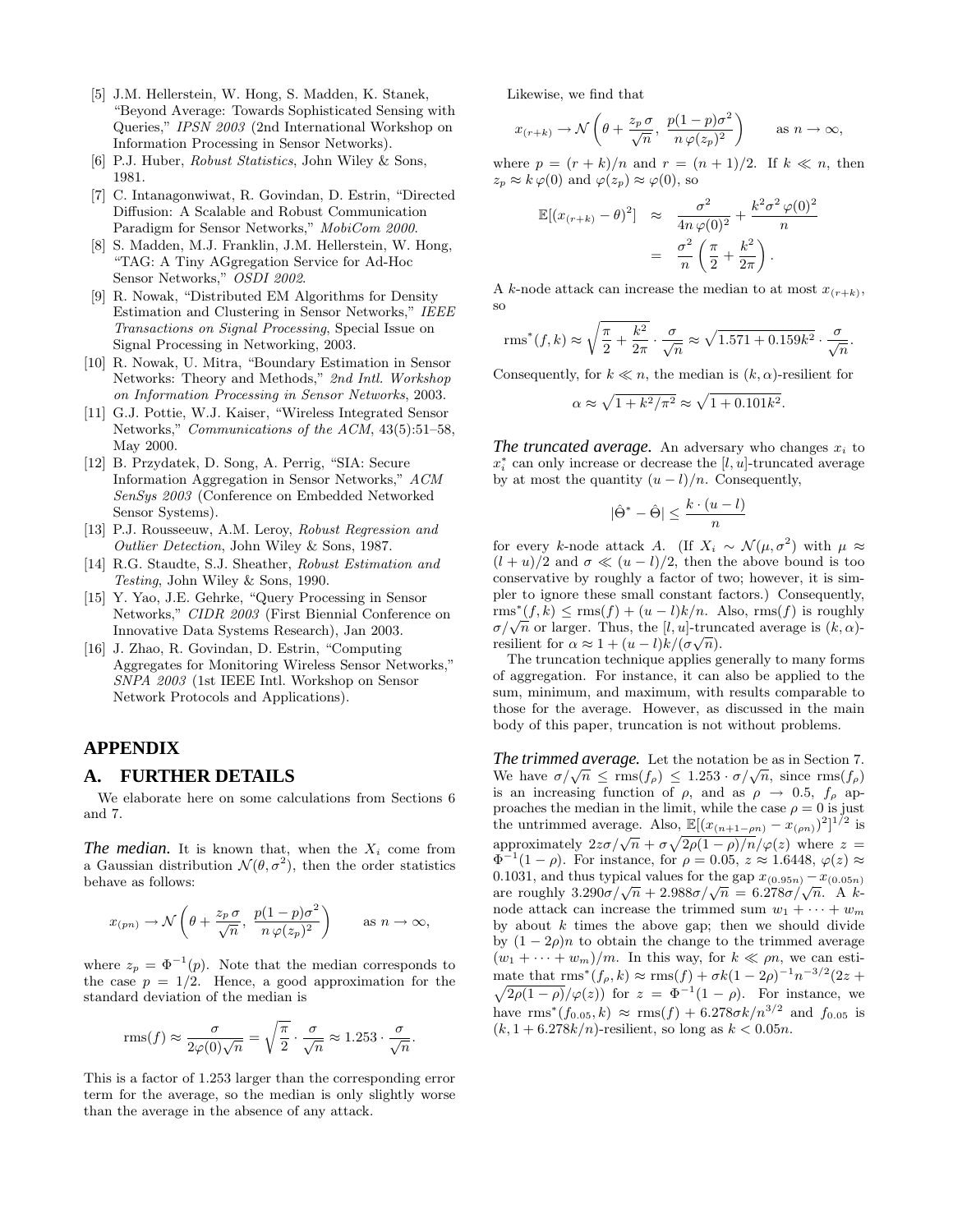[5] J.M. Hellerstein, W. Hong, S. Madden, K. Stanek, "Beyond Average: Towards Sophisticated Sensing with Queries," *IPSN 2003* (2nd International Workshop on Information Processing in Sensor Networks).

[6] P.J. Huber, *Robust Statistics*, John Wiley & Sons, 1981.

[7] C. Intanagonwiwat, R. Govindan, D. Estrin, "Directed Diffusion: A Scalable and Robust Communication Paradigm for Sensor Networks," *MobiCom 2000*.

[8] S. Madden, M.J. Franklin, J.M. Hellerstein, W. Hong, "TAG: A Tiny AGgregation Service for Ad-Hoc Sensor Networks," *OSDI 2002*.

[9] R. Nowak, "Distributed EM Algorithms for Density Estimation and Clustering in Sensor Networks," *IEEE Transactions on Signal Processing*, Special Issue on Signal Processing in Networking, 2003.

[10] R. Nowak, U. Mitra, "Boundary Estimation in Sensor Networks: Theory and Methods," *2nd Intl. Workshop on Information Processing in Sensor Networks*, 2003.

[11] G.J. Pottie, W.J. Kaiser, "Wireless Integrated Sensor Networks," *Communications of the ACM*, 43(5):51–58, May 2000.

[12] B. Przydatek, D. Song, A. Perrig, "SIA: Secure Information Aggregation in Sensor Networks," *ACM SenSys 2003* (Conference on Embedded Networked Sensor Systems).

[13] P.J. Rousseeuw, A.M. Leroy, *Robust Regression and Outlier Detection*, John Wiley & Sons, 1987.

[14] R.G. Staudte, S.J. Sheather, *Robust Estimation and Testing*, John Wiley & Sons, 1990.

[15] Y. Yao, J.E. Gehrke, "Query Processing in Sensor Networks," *CIDR 2003* (First Biennial Conference on Innovative Data Systems Research), Jan 2003.

[16] J. Zhao, R. Govindan, D. Estrin, "Computing Aggregates for Monitoring Wireless Sensor Networks," *SNPA 2003* (1st IEEE Intl. Workshop on Sensor Network Protocols and Applications).

# APPENDIX

## A. FURTHER DETAILS

We elaborate here on some calculations from Sections 6 and 7.

***The median.*** It is known that, when the $X_i$ come from a Gaussian distribution $\mathcal{N}(\theta, \sigma^2)$, then the order statistics behave as follows:

$$x_{(pn)} \to \mathcal{N}\left(\theta + \frac{z_p\,\sigma}{\sqrt{n}},\ \frac{p(1-p)\sigma^2}{n\,\varphi(z_p)^2}\right) \qquad \text{as } n \to \infty,$$

where $z_p = \Phi^{-1}(p)$. Note that the median corresponds to the case $p = 1/2$. Hence, a good approximation for the standard deviation of the median is

$$\text{rms}(f) \approx \frac{\sigma}{2\varphi(0)\sqrt{n}} = \sqrt{\frac{\pi}{2}} \cdot \frac{\sigma}{\sqrt{n}} \approx 1.253 \cdot \frac{\sigma}{\sqrt{n}}.$$

This is a factor of 1.253 larger than the corresponding error term for the average, so the median is only slightly worse than the average in the absence of any attack.

Likewise, we find that

$$x_{(r+k)} \to \mathcal{N}\left(\theta + \frac{z_p\,\sigma}{\sqrt{n}},\ \frac{p(1-p)\sigma^2}{n\,\varphi(z_p)^2}\right) \qquad \text{as } n \to \infty,$$

where $p = (r+k)/n$ and $r = (n+1)/2$. If $k \ll n$, then $z_p \approx k\,\varphi(0)$ and $\varphi(z_p) \approx \varphi(0)$, so

$$\begin{aligned}
\mathbb{E}[(x_{(r+k)} - \theta)^2] &\approx \frac{\sigma^2}{4n\,\varphi(0)^2} + \frac{k^2\sigma^2\,\varphi(0)^2}{n} \\
&= \frac{\sigma^2}{n}\left(\frac{\pi}{2} + \frac{k^2}{2\pi}\right).
\end{aligned}$$

A $k$-node attack can increase the median to at most $x_{(r+k)}$, so

$$\text{rms}^*(f,k) \approx \sqrt{\frac{\pi}{2} + \frac{k^2}{2\pi}} \cdot \frac{\sigma}{\sqrt{n}} \approx \sqrt{1.571 + 0.159k^2} \cdot \frac{\sigma}{\sqrt{n}}.$$

Consequently, for $k \ll n$, the median is $(k, \alpha)$-resilient for

$$\alpha \approx \sqrt{1 + k^2/\pi^2} \approx \sqrt{1 + 0.101k^2}.$$

***The truncated average.*** An adversary who changes $x_i$ to $x_i^*$ can only increase or decrease the $[l, u]$-truncated average by at most the quantity $(u-l)/n$. Consequently,

$$|\hat{\Theta}^* - \hat{\Theta}| \le \frac{k \cdot (u-l)}{n}$$

for every $k$-node attack $A$. (If $X_i \sim \mathcal{N}(\mu, \sigma^2)$ with $\mu \approx (l+u)/2$ and $\sigma \ll (u-l)/2$, then the above bound is too conservative by roughly a factor of two; however, it is simpler to ignore these small constant factors.) Consequently, $\text{rms}^*(f,k) \le \text{rms}(f) + (u-l)k/n$. Also, $\text{rms}(f)$ is roughly $\sigma/\sqrt{n}$ or larger. Thus, the $[l,u]$-truncated average is $(k,\alpha)$-resilient for $\alpha \approx 1 + (u-l)k/(\sigma\sqrt{n})$.

The truncation technique applies generally to many forms of aggregation. For instance, it can also be applied to the sum, minimum, and maximum, with results comparable to those for the average. However, as discussed in the main body of this paper, truncation is not without problems.

***The trimmed average.*** Let the notation be as in Section 7. We have $\sigma/\sqrt{n} \le \text{rms}(f_\rho) \le 1.253 \cdot \sigma/\sqrt{n}$, since $\text{rms}(f_\rho)$ is an increasing function of $\rho$, and as $\rho \to 0.5$, $f_\rho$ approaches the median in the limit, while the case $\rho = 0$ is just the untrimmed average. Also, $\mathbb{E}[(x_{(n+1-\rho n)} - x_{(\rho n)})^2]^{1/2}$ is approximately $2z\sigma/\sqrt{n} + \sigma\sqrt{2\rho(1-\rho)/n}/\varphi(z)$ where $z = \Phi^{-1}(1-\rho)$. For instance, for $\rho = 0.05$, $z \approx 1.6448$, $\varphi(z) \approx 0.1031$, and thus typical values for the gap $x_{(0.95n)} - x_{(0.05n)}$ are roughly $3.290\sigma/\sqrt{n} + 2.988\sigma/\sqrt{n} = 6.278\sigma/\sqrt{n}$. A $k$-node attack can increase the trimmed sum $w_1 + \cdots + w_m$ by about $k$ times the above gap; then we should divide by $(1-2\rho)n$ to obtain the change to the trimmed average $(w_1 + \cdots + w_m)/m$. In this way, for $k \ll \rho n$, we can estimate that $\text{rms}^*(f_\rho, k) \approx \text{rms}(f) + \sigma k(1-2\rho)^{-1}n^{-3/2}(2z + \sqrt{2\rho(1-\rho)}/\varphi(z))$ for $z = \Phi^{-1}(1-\rho)$. For instance, we have $\text{rms}^*(f_{0.05}, k) \approx \text{rms}(f) + 6.278\sigma k/n^{3/2}$ and $f_{0.05}$ is $(k, 1 + 6.278k/n)$-resilient, so long as $k < 0.05n$.